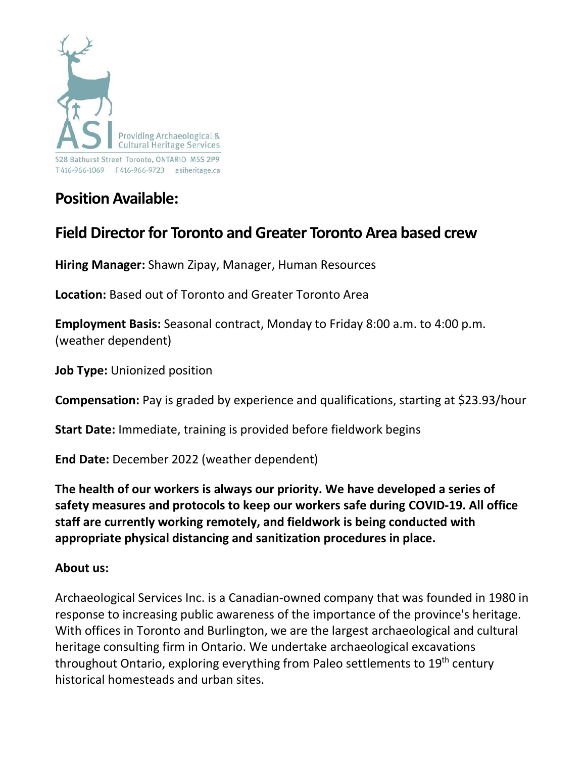ASI Providing Archaeological & Cultural Heritage Services

528 Bathurst Street Toronto, ONTARIO M5S 2P9
T 416-966-1069 F 416-966-9723 asiheritage.ca

# Position Available:

## Field Director for Toronto and Greater Toronto Area based crew

**Hiring Manager:** Shawn Zipay, Manager, Human Resources

**Location:** Based out of Toronto and Greater Toronto Area

**Employment Basis:** Seasonal contract, Monday to Friday 8:00 a.m. to 4:00 p.m. (weather dependent)

**Job Type:** Unionized position

**Compensation:** Pay is graded by experience and qualifications, starting at $23.93/hour

**Start Date:** Immediate, training is provided before fieldwork begins

**End Date:** December 2022 (weather dependent)

**The health of our workers is always our priority. We have developed a series of safety measures and protocols to keep our workers safe during COVID-19. All office staff are currently working remotely, and fieldwork is being conducted with appropriate physical distancing and sanitization procedures in place.**

**About us:**

Archaeological Services Inc. is a Canadian-owned company that was founded in 1980 in response to increasing public awareness of the importance of the province's heritage. With offices in Toronto and Burlington, we are the largest archaeological and cultural heritage consulting firm in Ontario. We undertake archaeological excavations throughout Ontario, exploring everything from Paleo settlements to 19th century historical homesteads and urban sites.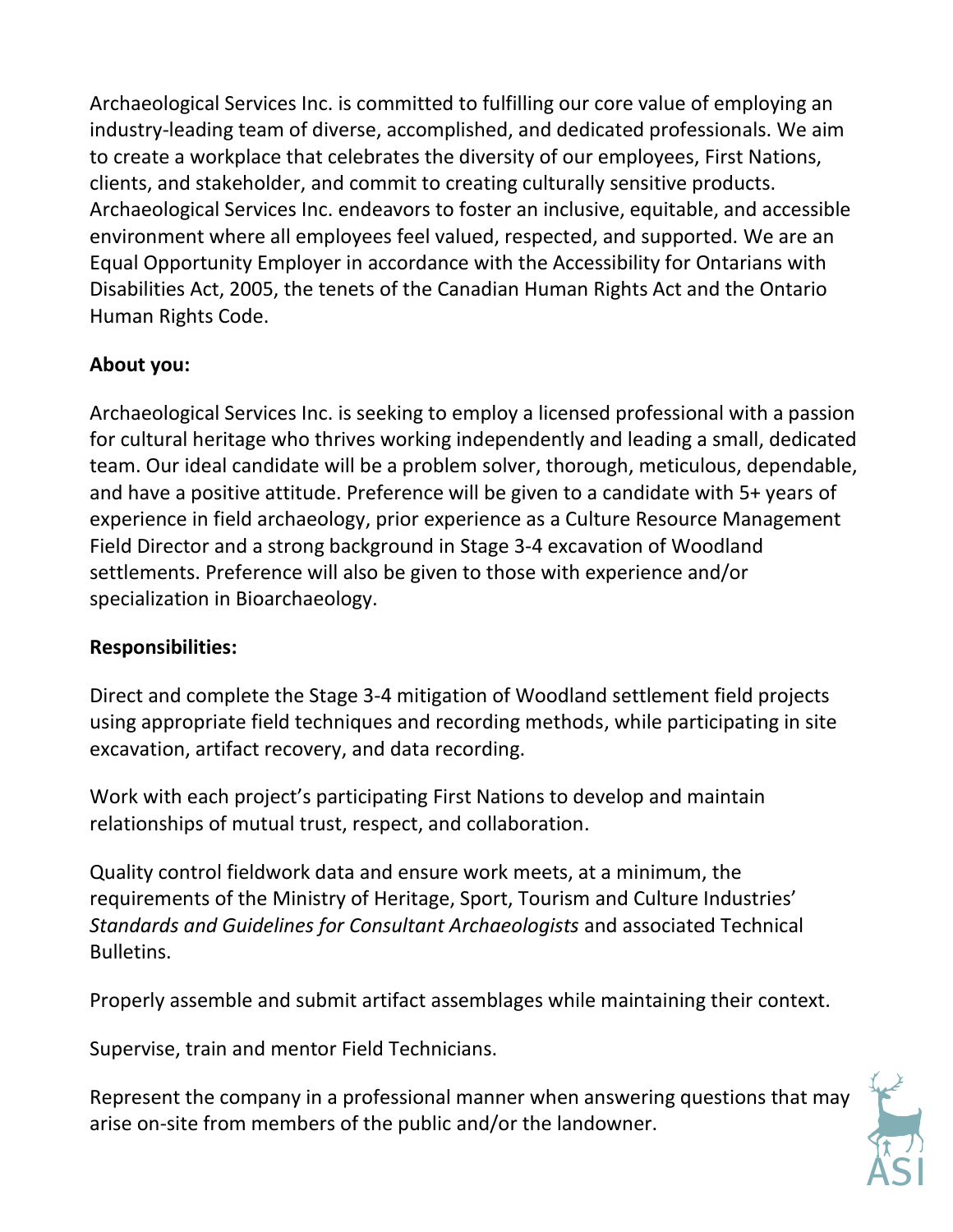Archaeological Services Inc. is committed to fulfilling our core value of employing an industry-leading team of diverse, accomplished, and dedicated professionals. We aim to create a workplace that celebrates the diversity of our employees, First Nations, clients, and stakeholder, and commit to creating culturally sensitive products. Archaeological Services Inc. endeavors to foster an inclusive, equitable, and accessible environment where all employees feel valued, respected, and supported. We are an Equal Opportunity Employer in accordance with the Accessibility for Ontarians with Disabilities Act, 2005, the tenets of the Canadian Human Rights Act and the Ontario Human Rights Code.

**About you:**

Archaeological Services Inc. is seeking to employ a licensed professional with a passion for cultural heritage who thrives working independently and leading a small, dedicated team. Our ideal candidate will be a problem solver, thorough, meticulous, dependable, and have a positive attitude. Preference will be given to a candidate with 5+ years of experience in field archaeology, prior experience as a Culture Resource Management Field Director and a strong background in Stage 3-4 excavation of Woodland settlements. Preference will also be given to those with experience and/or specialization in Bioarchaeology.

**Responsibilities:**

Direct and complete the Stage 3-4 mitigation of Woodland settlement field projects using appropriate field techniques and recording methods, while participating in site excavation, artifact recovery, and data recording.

Work with each project's participating First Nations to develop and maintain relationships of mutual trust, respect, and collaboration.

Quality control fieldwork data and ensure work meets, at a minimum, the requirements of the Ministry of Heritage, Sport, Tourism and Culture Industries' *Standards and Guidelines for Consultant Archaeologists* and associated Technical Bulletins.

Properly assemble and submit artifact assemblages while maintaining their context.

Supervise, train and mentor Field Technicians.

Represent the company in a professional manner when answering questions that may arise on-site from members of the public and/or the landowner.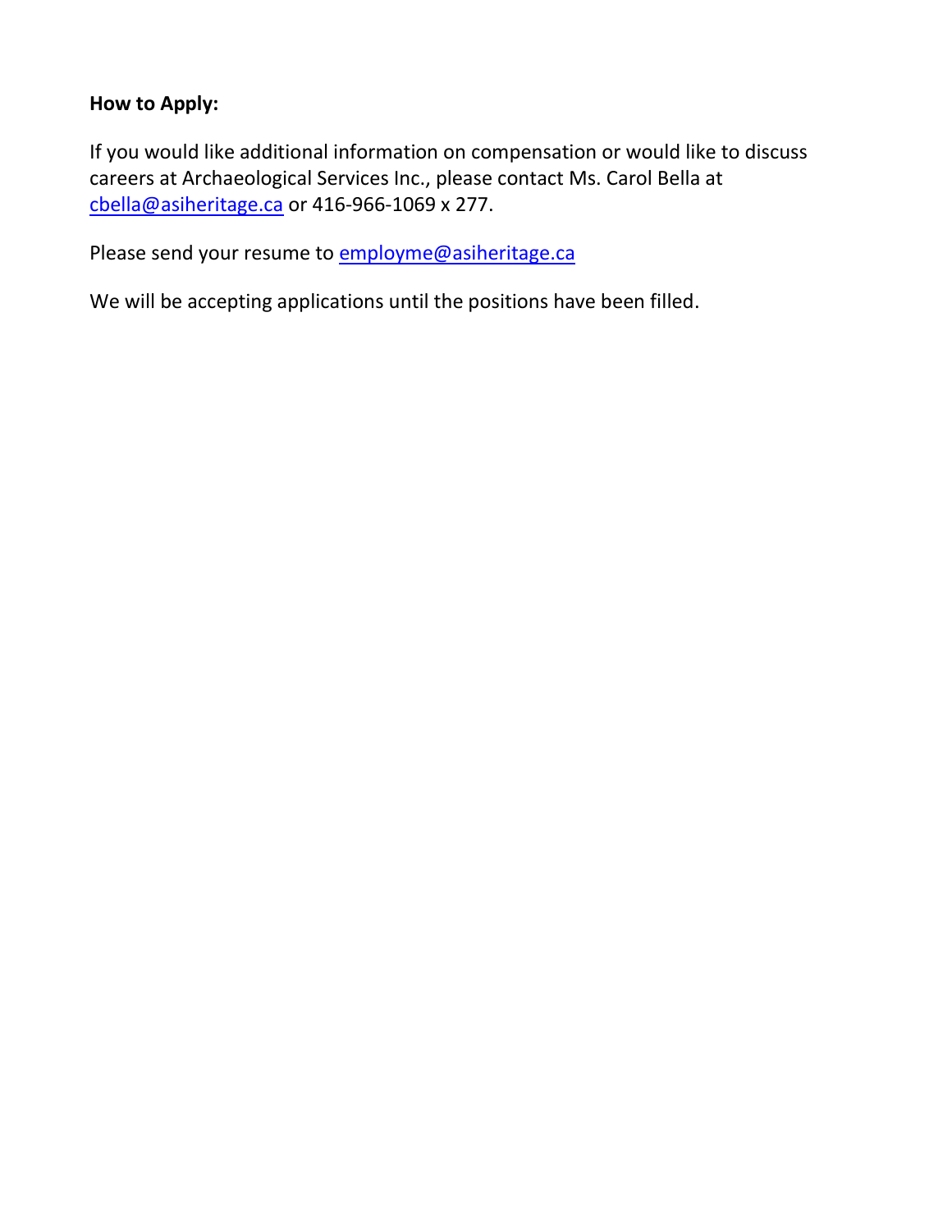**How to Apply:**

If you would like additional information on compensation or would like to discuss careers at Archaeological Services Inc., please contact Ms. Carol Bella at cbella@asiheritage.ca or 416-966-1069 x 277.

Please send your resume to employme@asiheritage.ca

We will be accepting applications until the positions have been filled.